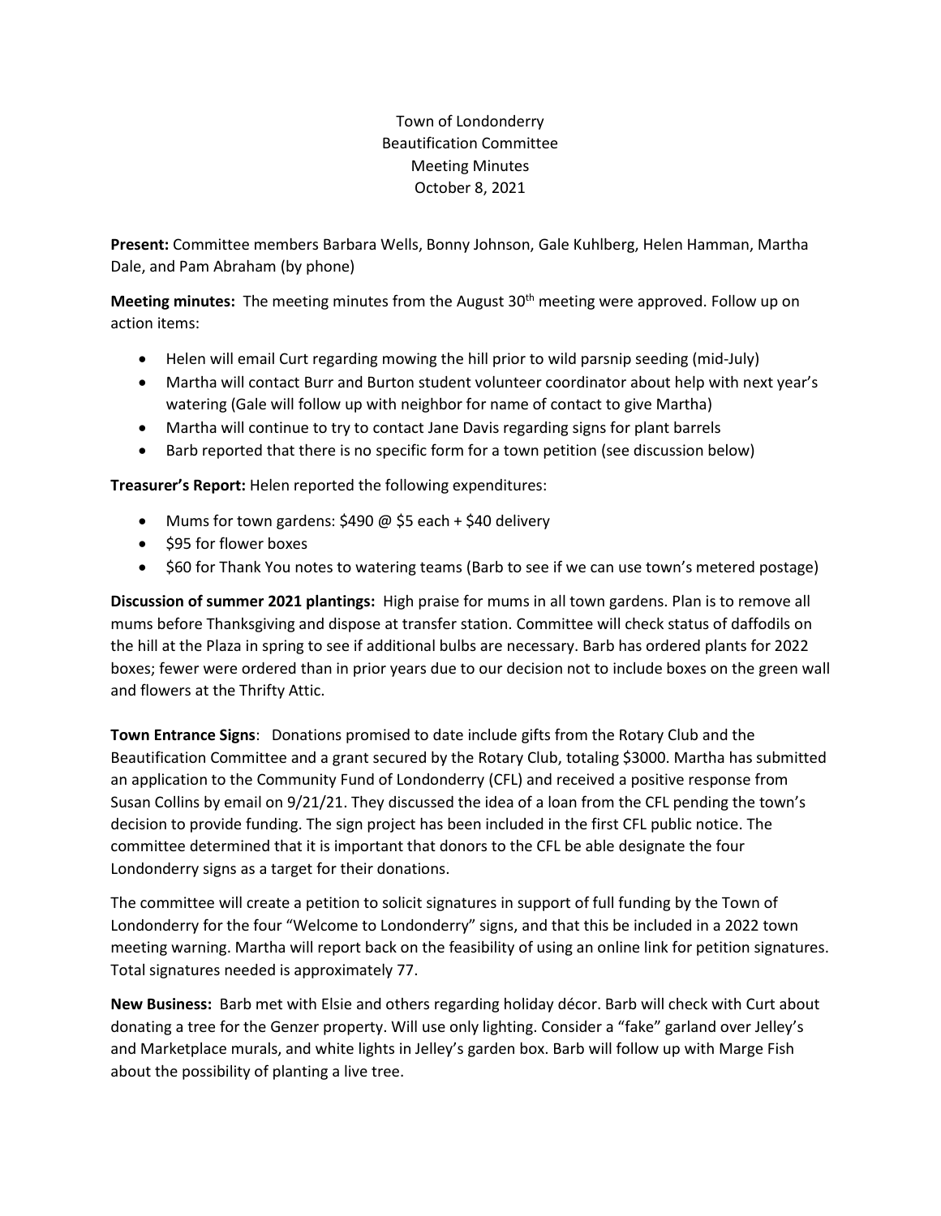Town of Londonderry
Beautification Committee
Meeting Minutes
October 8, 2021

**Present:** Committee members Barbara Wells, Bonny Johnson, Gale Kuhlberg, Helen Hamman, Martha Dale, and Pam Abraham (by phone)

**Meeting minutes:** The meeting minutes from the August 30th meeting were approved. Follow up on action items:

- Helen will email Curt regarding mowing the hill prior to wild parsnip seeding (mid-July)
- Martha will contact Burr and Burton student volunteer coordinator about help with next year's watering (Gale will follow up with neighbor for name of contact to give Martha)
- Martha will continue to try to contact Jane Davis regarding signs for plant barrels
- Barb reported that there is no specific form for a town petition (see discussion below)

**Treasurer's Report:** Helen reported the following expenditures:

- Mums for town gardens: $490 @ $5 each + $40 delivery
- $95 for flower boxes
- $60 for Thank You notes to watering teams (Barb to see if we can use town's metered postage)

**Discussion of summer 2021 plantings:** High praise for mums in all town gardens. Plan is to remove all mums before Thanksgiving and dispose at transfer station. Committee will check status of daffodils on the hill at the Plaza in spring to see if additional bulbs are necessary. Barb has ordered plants for 2022 boxes; fewer were ordered than in prior years due to our decision not to include boxes on the green wall and flowers at the Thrifty Attic.

**Town Entrance Signs**: Donations promised to date include gifts from the Rotary Club and the Beautification Committee and a grant secured by the Rotary Club, totaling $3000. Martha has submitted an application to the Community Fund of Londonderry (CFL) and received a positive response from Susan Collins by email on 9/21/21. They discussed the idea of a loan from the CFL pending the town's decision to provide funding. The sign project has been included in the first CFL public notice. The committee determined that it is important that donors to the CFL be able designate the four Londonderry signs as a target for their donations.

The committee will create a petition to solicit signatures in support of full funding by the Town of Londonderry for the four "Welcome to Londonderry" signs, and that this be included in a 2022 town meeting warning. Martha will report back on the feasibility of using an online link for petition signatures. Total signatures needed is approximately 77.

**New Business:** Barb met with Elsie and others regarding holiday décor. Barb will check with Curt about donating a tree for the Genzer property. Will use only lighting. Consider a "fake" garland over Jelley's and Marketplace murals, and white lights in Jelley's garden box. Barb will follow up with Marge Fish about the possibility of planting a live tree.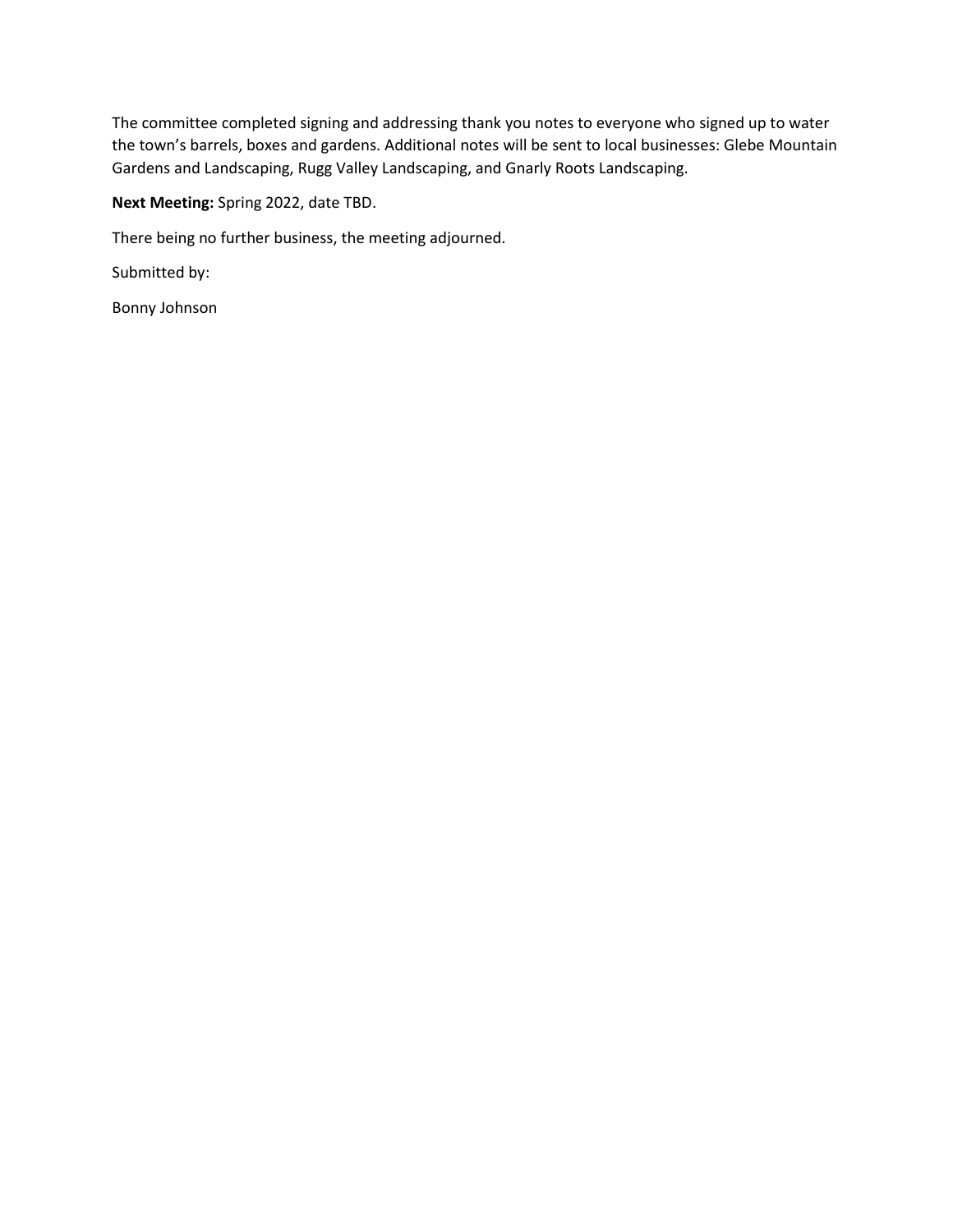The committee completed signing and addressing thank you notes to everyone who signed up to water the town's barrels, boxes and gardens. Additional notes will be sent to local businesses: Glebe Mountain Gardens and Landscaping, Rugg Valley Landscaping, and Gnarly Roots Landscaping.

**Next Meeting:** Spring 2022, date TBD.

There being no further business, the meeting adjourned.

Submitted by:

Bonny Johnson